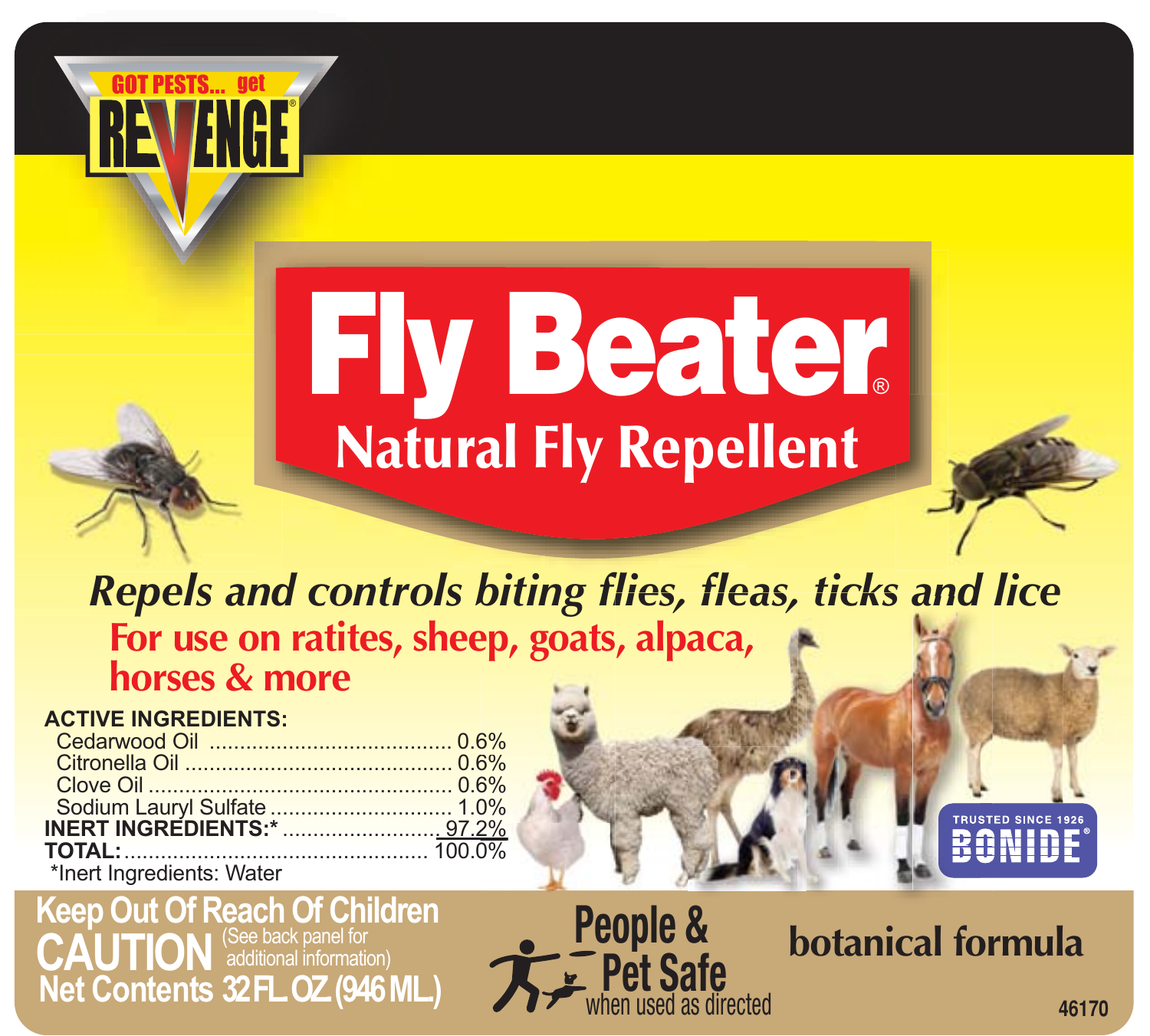GOT PESTS... get **REVENGE**®

# Fly Beater®

## Natural Fly Repellent

***Repels and controls biting flies, fleas, ticks and lice***

**For use on ratites, sheep, goats, alpaca, horses & more**

**ACTIVE INGREDIENTS:**

| | |
|---|---|
| Cedarwood Oil | 0.6% |
| Citronella Oil | 0.6% |
| Clove Oil | 0.6% |
| Sodium Lauryl Sulfate | 1.0% |
| **INERT INGREDIENTS:*** | 97.2% |
| **TOTAL:** | 100.0% |

*Inert Ingredients: Water

TRUSTED SINCE 1926 **BONIDE**®

**Keep Out Of Reach Of Children**

**CAUTION** (See back panel for additional information)

**Net Contents 32 FL OZ (946 ML)**

**People & Pet Safe** when used as directed

**botanical formula**

46170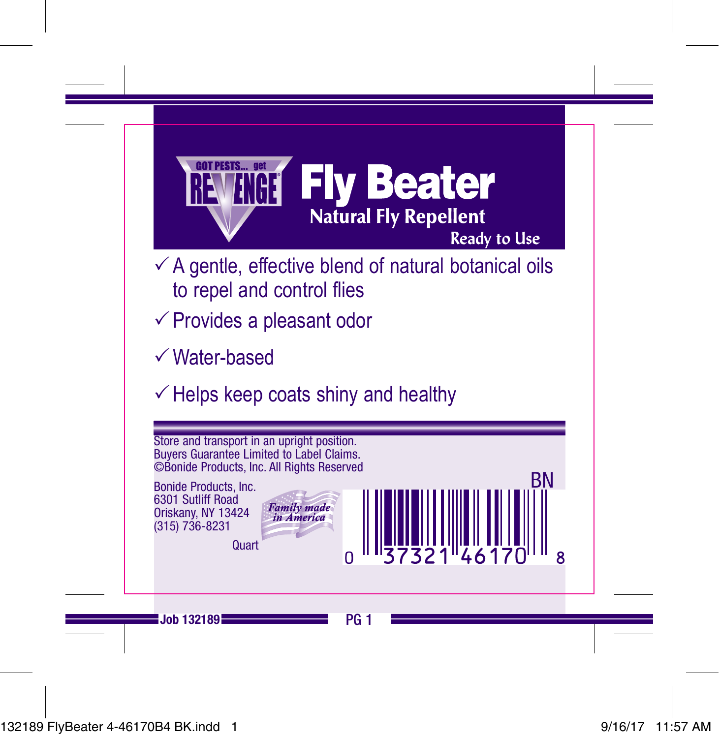GOT PESTS... get REVENGE®

# Fly Beater

## Natural Fly Repellent

Ready to Use

- ✓ A gentle, effective blend of natural botanical oils to repel and control flies
- ✓ Provides a pleasant odor
- ✓ Water-based
- ✓ Helps keep coats shiny and healthy

Store and transport in an upright position.
Buyers Guarantee Limited to Label Claims.
©Bonide Products, Inc. All Rights Reserved

Bonide Products, Inc.
6301 Sutliff Road
Oriskany, NY 13424
(315) 736-8231

*Family made in America*

Quart

BN

0 37321 46170 8

Job 132189 PG 1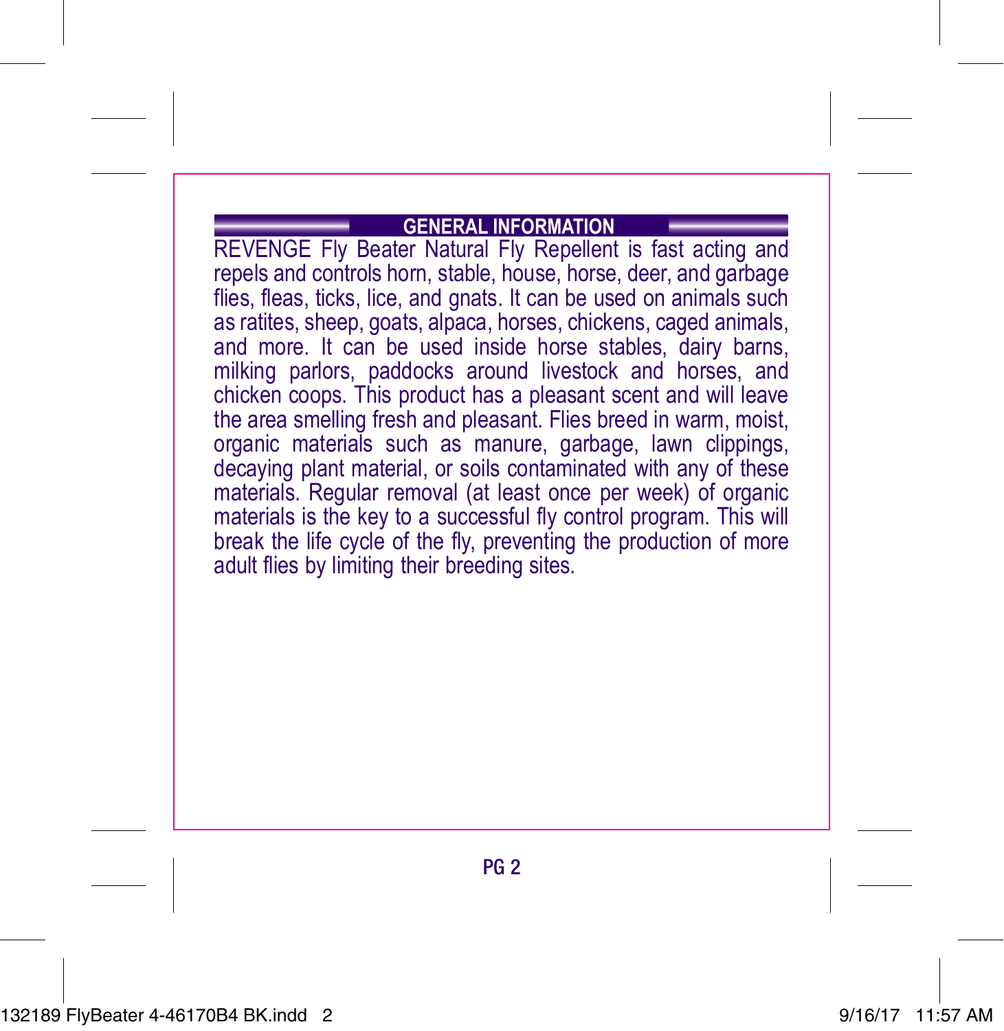## GENERAL INFORMATION

REVENGE Fly Beater Natural Fly Repellent is fast acting and repels and controls horn, stable, house, horse, deer, and garbage flies, fleas, ticks, lice, and gnats. It can be used on animals such as ratites, sheep, goats, alpaca, horses, chickens, caged animals, and more. It can be used inside horse stables, dairy barns, milking parlors, paddocks around livestock and horses, and chicken coops. This product has a pleasant scent and will leave the area smelling fresh and pleasant. Flies breed in warm, moist, organic materials such as manure, garbage, lawn clippings, decaying plant material, or soils contaminated with any of these materials. Regular removal (at least once per week) of organic materials is the key to a successful fly control program. This will break the life cycle of the fly, preventing the production of more adult flies by limiting their breeding sites.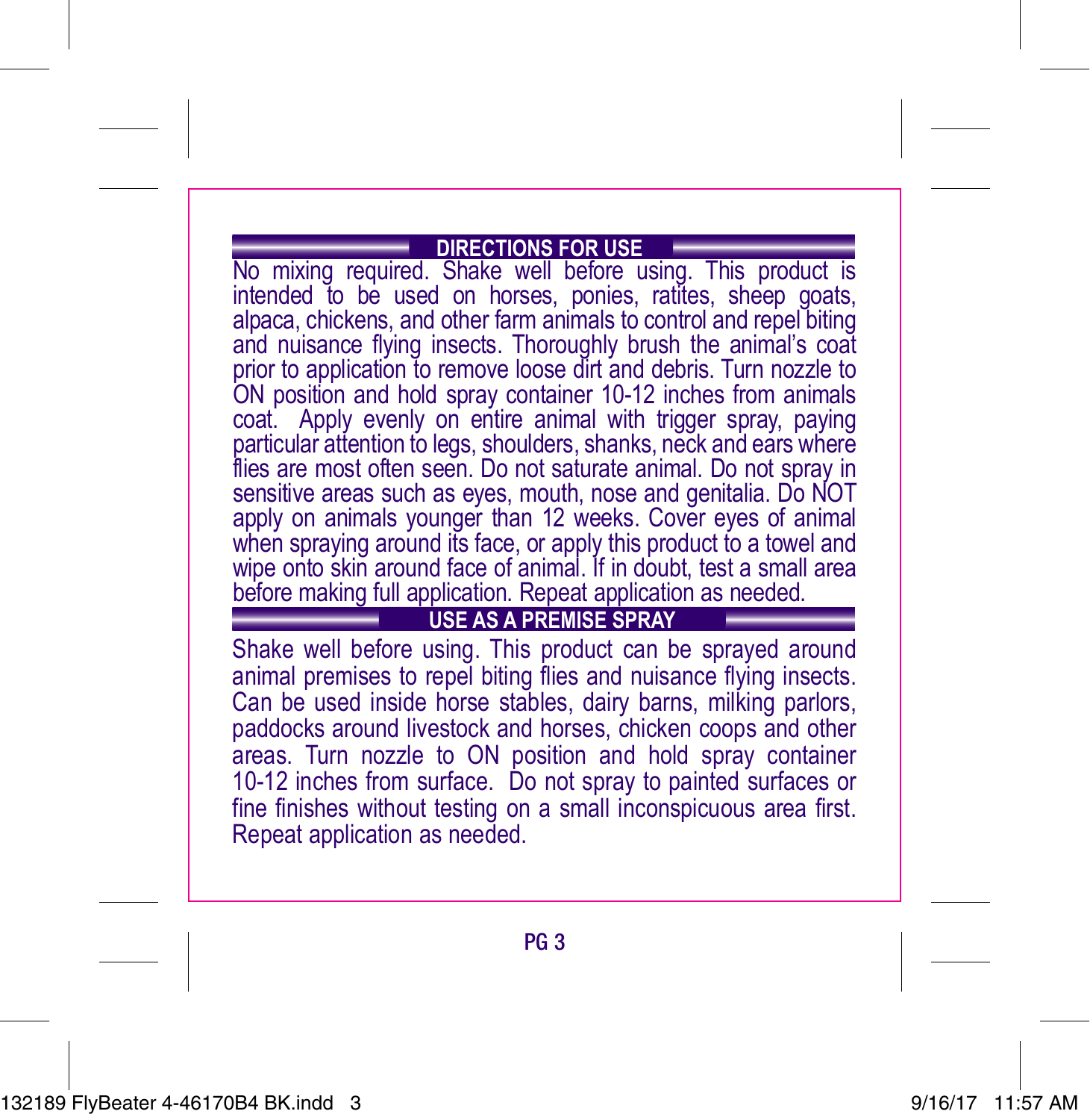## DIRECTIONS FOR USE

No mixing required. Shake well before using. This product is intended to be used on horses, ponies, ratites, sheep goats, alpaca, chickens, and other farm animals to control and repel biting and nuisance flying insects. Thoroughly brush the animal's coat prior to application to remove loose dirt and debris. Turn nozzle to ON position and hold spray container 10-12 inches from animals coat. Apply evenly on entire animal with trigger spray, paying particular attention to legs, shoulders, shanks, neck and ears where flies are most often seen. Do not saturate animal. Do not spray in sensitive areas such as eyes, mouth, nose and genitalia. Do NOT apply on animals younger than 12 weeks. Cover eyes of animal when spraying around its face, or apply this product to a towel and wipe onto skin around face of animal. If in doubt, test a small area before making full application. Repeat application as needed.

## USE AS A PREMISE SPRAY

Shake well before using. This product can be sprayed around animal premises to repel biting flies and nuisance flying insects. Can be used inside horse stables, dairy barns, milking parlors, paddocks around livestock and horses, chicken coops and other areas. Turn nozzle to ON position and hold spray container 10-12 inches from surface. Do not spray to painted surfaces or fine finishes without testing on a small inconspicuous area first. Repeat application as needed.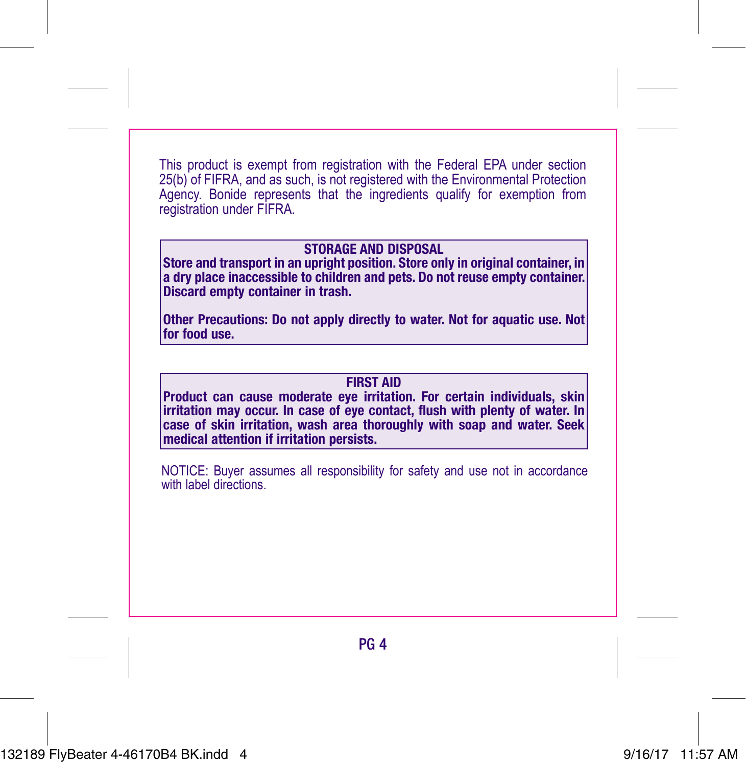This product is exempt from registration with the Federal EPA under section 25(b) of FIFRA, and as such, is not registered with the Environmental Protection Agency. Bonide represents that the ingredients qualify for exemption from registration under FIFRA.

## STORAGE AND DISPOSAL

**Store and transport in an upright position. Store only in original container, in a dry place inaccessible to children and pets. Do not reuse empty container. Discard empty container in trash.**

**Other Precautions: Do not apply directly to water. Not for aquatic use. Not for food use.**

## FIRST AID

**Product can cause moderate eye irritation. For certain individuals, skin irritation may occur. In case of eye contact, flush with plenty of water. In case of skin irritation, wash area thoroughly with soap and water. Seek medical attention if irritation persists.**

NOTICE: Buyer assumes all responsibility for safety and use not in accordance with label directions.